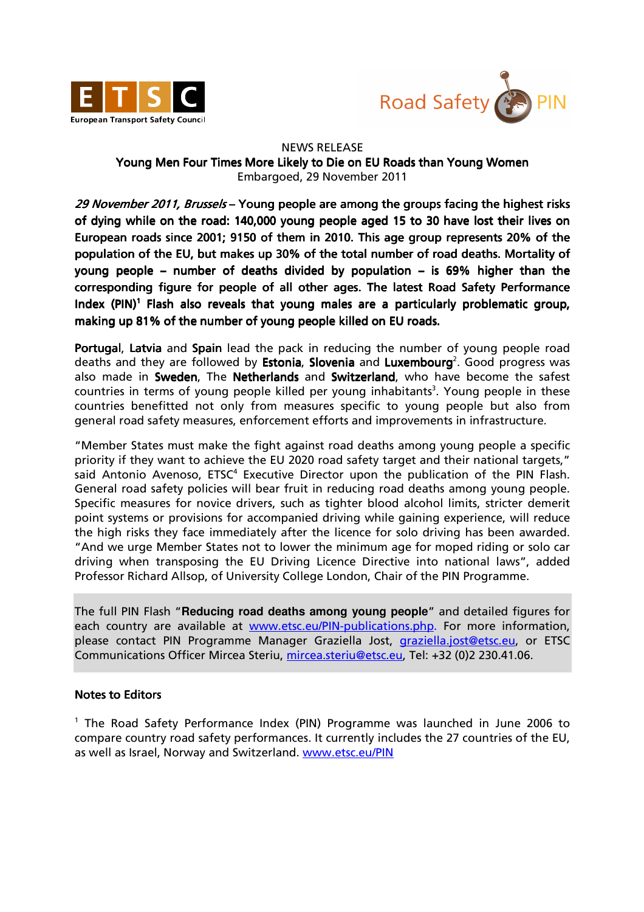ETSC European Transport Safety Council

Road Safety PIN

NEWS RELEASE

# Young Men Four Times More Likely to Die on EU Roads than Young Women

Embargoed, 29 November 2011

***29 November 2011, Brussels*** **– Young people are among the groups facing the highest risks of dying while on the road: 140,000 young people aged 15 to 30 have lost their lives on European roads since 2001; 9150 of them in 2010. This age group represents 20% of the population of the EU, but makes up 30% of the total number of road deaths. Mortality of young people – number of deaths divided by population – is 69% higher than the corresponding figure for people of all other ages. The latest Road Safety Performance Index (PIN)[1] Flash also reveals that young males are a particularly problematic group, making up 81% of the number of young people killed on EU roads.**

**Portugal**, **Latvia** and **Spain** lead the pack in reducing the number of young people road deaths and they are followed by **Estonia**, **Slovenia** and **Luxembourg**[2]. Good progress was also made in **Sweden**, The **Netherlands** and **Switzerland**, who have become the safest countries in terms of young people killed per young inhabitants[3]. Young people in these countries benefitted not only from measures specific to young people but also from general road safety measures, enforcement efforts and improvements in infrastructure.

"Member States must make the fight against road deaths among young people a specific priority if they want to achieve the EU 2020 road safety target and their national targets," said Antonio Avenoso, ETSC[4] Executive Director upon the publication of the PIN Flash. General road safety policies will bear fruit in reducing road deaths among young people. Specific measures for novice drivers, such as tighter blood alcohol limits, stricter demerit point systems or provisions for accompanied driving while gaining experience, will reduce the high risks they face immediately after the licence for solo driving has been awarded. "And we urge Member States not to lower the minimum age for moped riding or solo car driving when transposing the EU Driving Licence Directive into national laws", added Professor Richard Allsop, of University College London, Chair of the PIN Programme.

The full PIN Flash "**Reducing road deaths among young people**" and detailed figures for each country are available at [www.etsc.eu/PIN-publications.php](www.etsc.eu/PIN-publications.php). For more information, please contact PIN Programme Manager Graziella Jost, [graziella.jost@etsc.eu](mailto:graziella.jost@etsc.eu), or ETSC Communications Officer Mircea Steriu, [mircea.steriu@etsc.eu](mailto:mircea.steriu@etsc.eu), Tel: +32 (0)2 230.41.06.

## Notes to Editors

[1] The Road Safety Performance Index (PIN) Programme was launched in June 2006 to compare country road safety performances. It currently includes the 27 countries of the EU, as well as Israel, Norway and Switzerland. [www.etsc.eu/PIN](www.etsc.eu/PIN)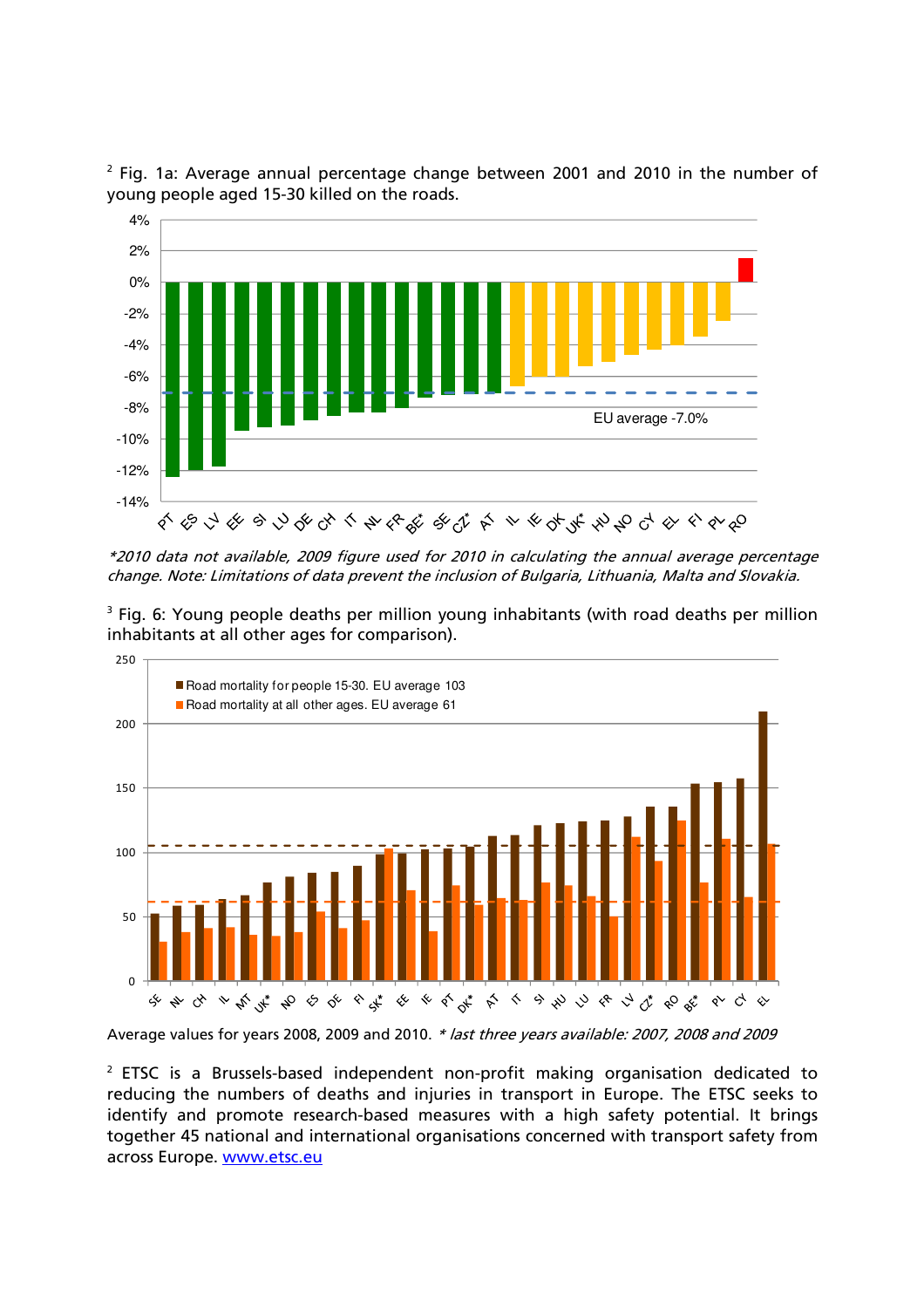[2] Fig. 1a: Average annual percentage change between 2001 and 2010 in the number of young people aged 15-30 killed on the roads.

4%
2%
0%
-2%
-4%
-6%
-8%
-10%
-12%
-14%

EU average -7.0%

PT ES LV EE SI LU DE CH IT NL FR BE* SE CZ* AT IL IE DK UK* HU NO CY EL FI PL RO

*\*2010 data not available, 2009 figure used for 2010 in calculating the annual average percentage change. Note: Limitations of data prevent the inclusion of Bulgaria, Lithuania, Malta and Slovakia.*

[3] Fig. 6: Young people deaths per million young inhabitants (with road deaths per million inhabitants at all other ages for comparison).

250
200
150
100
50
0

Road mortality for people 15-30. EU average 103
Road mortality at all other ages. EU average 61

SE NL CH IL MT UK* NO ES DE FI SK* EE IE PT DK* AT IT SI HU LU FR LV CZ* RO BE* PL CY EL

Average values for years 2008, 2009 and 2010. *\* last three years available: 2007, 2008 and 2009*

[2] ETSC is a Brussels-based independent non-profit making organisation dedicated to reducing the numbers of deaths and injuries in transport in Europe. The ETSC seeks to identify and promote research-based measures with a high safety potential. It brings together 45 national and international organisations concerned with transport safety from across Europe. [www.etsc.eu](http://www.etsc.eu)